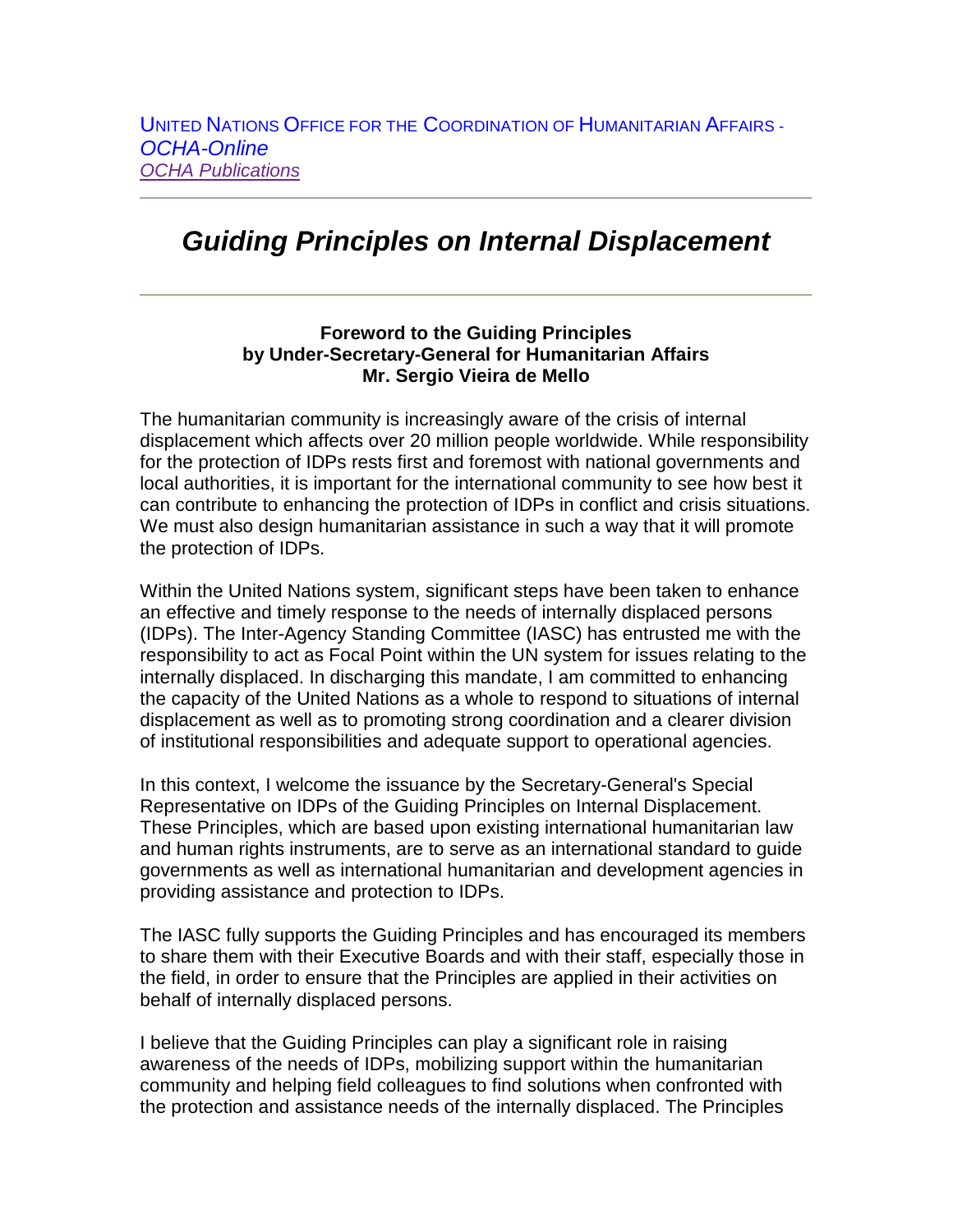UNITED NATIONS OFFICE FOR THE COORDINATION OF HUMANITARIAN AFFAIRS - *OCHA-Online*
*OCHA Publications*

---

# *Guiding Principles on Internal Displacement*

---

**Foreword to the Guiding Principles**
**by Under-Secretary-General for Humanitarian Affairs**
**Mr. Sergio Vieira de Mello**

The humanitarian community is increasingly aware of the crisis of internal displacement which affects over 20 million people worldwide. While responsibility for the protection of IDPs rests first and foremost with national governments and local authorities, it is important for the international community to see how best it can contribute to enhancing the protection of IDPs in conflict and crisis situations. We must also design humanitarian assistance in such a way that it will promote the protection of IDPs.

Within the United Nations system, significant steps have been taken to enhance an effective and timely response to the needs of internally displaced persons (IDPs). The Inter-Agency Standing Committee (IASC) has entrusted me with the responsibility to act as Focal Point within the UN system for issues relating to the internally displaced. In discharging this mandate, I am committed to enhancing the capacity of the United Nations as a whole to respond to situations of internal displacement as well as to promoting strong coordination and a clearer division of institutional responsibilities and adequate support to operational agencies.

In this context, I welcome the issuance by the Secretary-General's Special Representative on IDPs of the Guiding Principles on Internal Displacement. These Principles, which are based upon existing international humanitarian law and human rights instruments, are to serve as an international standard to guide governments as well as international humanitarian and development agencies in providing assistance and protection to IDPs.

The IASC fully supports the Guiding Principles and has encouraged its members to share them with their Executive Boards and with their staff, especially those in the field, in order to ensure that the Principles are applied in their activities on behalf of internally displaced persons.

I believe that the Guiding Principles can play a significant role in raising awareness of the needs of IDPs, mobilizing support within the humanitarian community and helping field colleagues to find solutions when confronted with the protection and assistance needs of the internally displaced. The Principles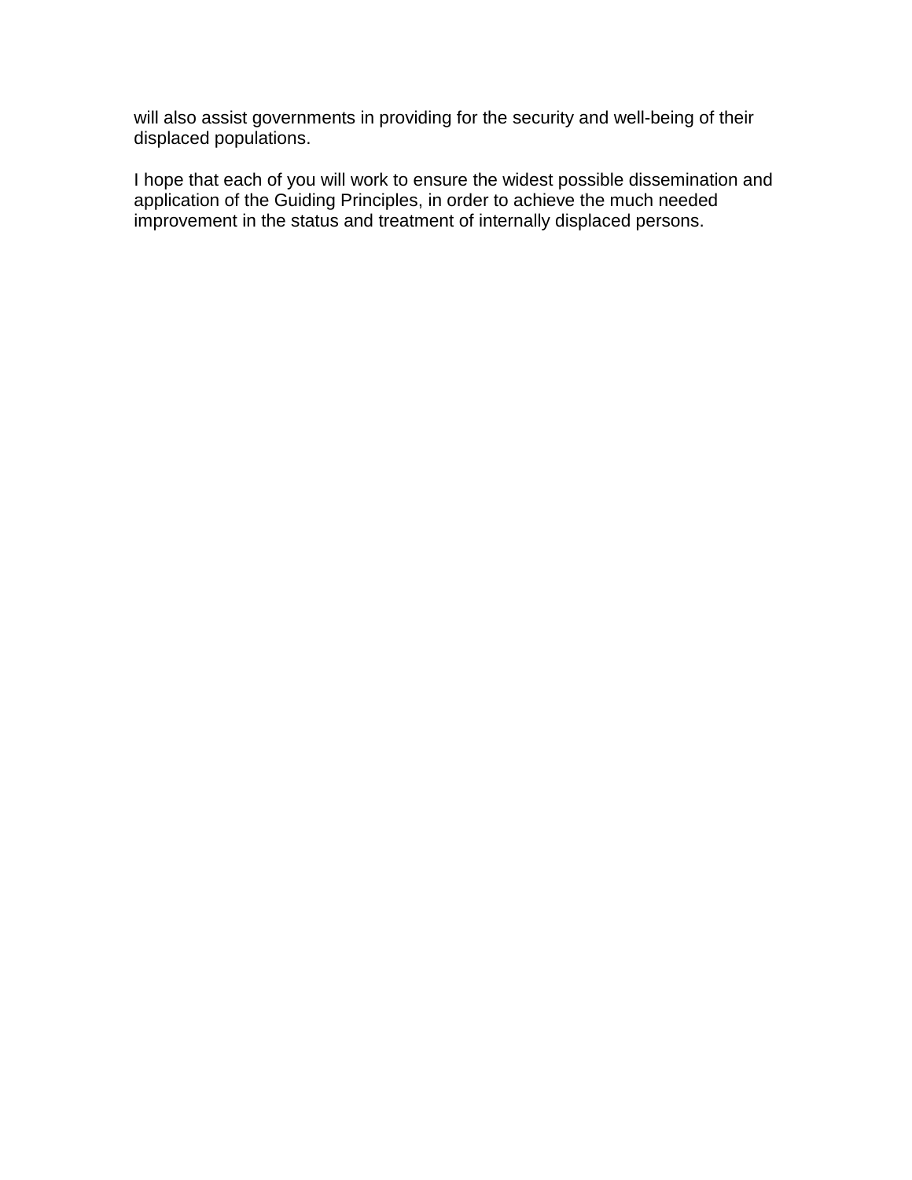will also assist governments in providing for the security and well-being of their displaced populations.

I hope that each of you will work to ensure the widest possible dissemination and application of the Guiding Principles, in order to achieve the much needed improvement in the status and treatment of internally displaced persons.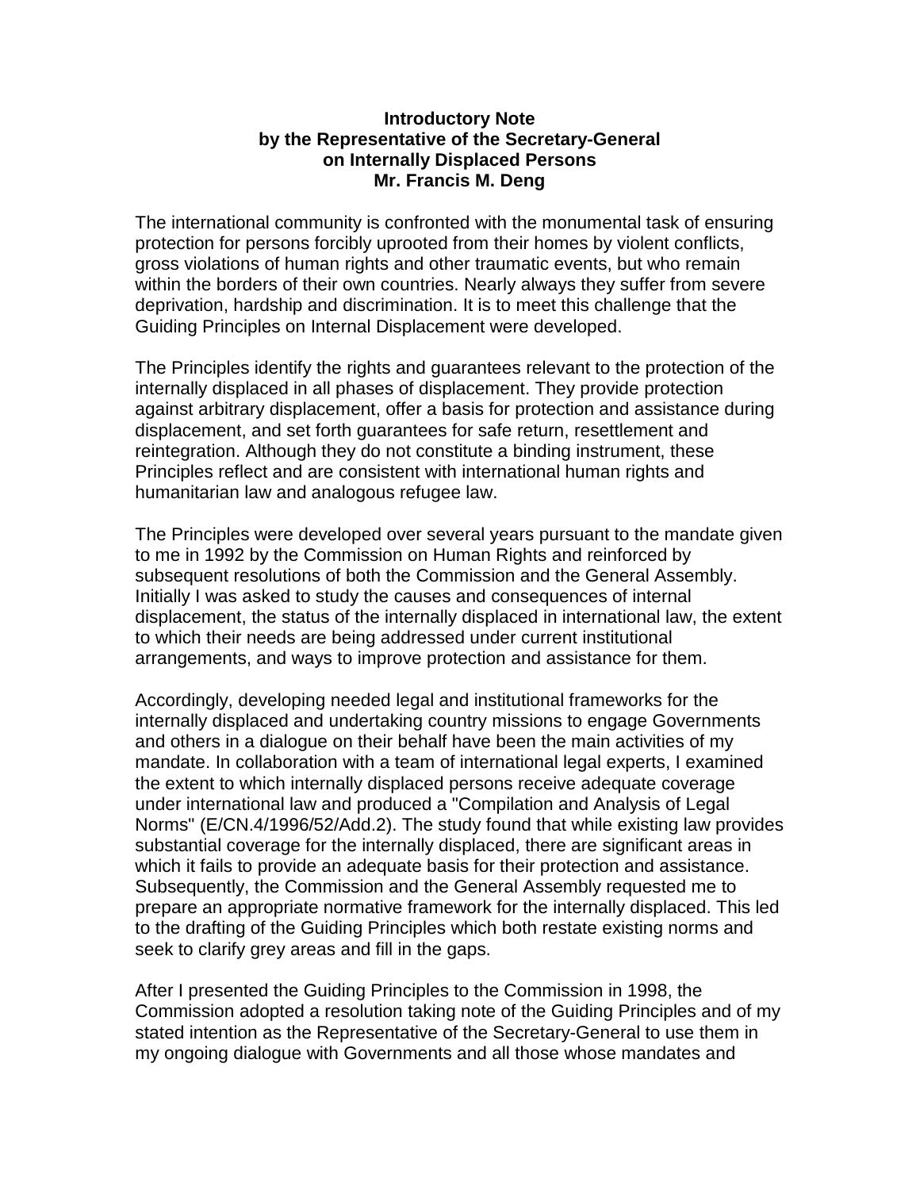**Introductory Note**
**by the Representative of the Secretary-General**
**on Internally Displaced Persons**
**Mr. Francis M. Deng**

The international community is confronted with the monumental task of ensuring protection for persons forcibly uprooted from their homes by violent conflicts, gross violations of human rights and other traumatic events, but who remain within the borders of their own countries. Nearly always they suffer from severe deprivation, hardship and discrimination. It is to meet this challenge that the Guiding Principles on Internal Displacement were developed.

The Principles identify the rights and guarantees relevant to the protection of the internally displaced in all phases of displacement. They provide protection against arbitrary displacement, offer a basis for protection and assistance during displacement, and set forth guarantees for safe return, resettlement and reintegration. Although they do not constitute a binding instrument, these Principles reflect and are consistent with international human rights and humanitarian law and analogous refugee law.

The Principles were developed over several years pursuant to the mandate given to me in 1992 by the Commission on Human Rights and reinforced by subsequent resolutions of both the Commission and the General Assembly. Initially I was asked to study the causes and consequences of internal displacement, the status of the internally displaced in international law, the extent to which their needs are being addressed under current institutional arrangements, and ways to improve protection and assistance for them.

Accordingly, developing needed legal and institutional frameworks for the internally displaced and undertaking country missions to engage Governments and others in a dialogue on their behalf have been the main activities of my mandate. In collaboration with a team of international legal experts, I examined the extent to which internally displaced persons receive adequate coverage under international law and produced a "Compilation and Analysis of Legal Norms" (E/CN.4/1996/52/Add.2). The study found that while existing law provides substantial coverage for the internally displaced, there are significant areas in which it fails to provide an adequate basis for their protection and assistance. Subsequently, the Commission and the General Assembly requested me to prepare an appropriate normative framework for the internally displaced. This led to the drafting of the Guiding Principles which both restate existing norms and seek to clarify grey areas and fill in the gaps.

After I presented the Guiding Principles to the Commission in 1998, the Commission adopted a resolution taking note of the Guiding Principles and of my stated intention as the Representative of the Secretary-General to use them in my ongoing dialogue with Governments and all those whose mandates and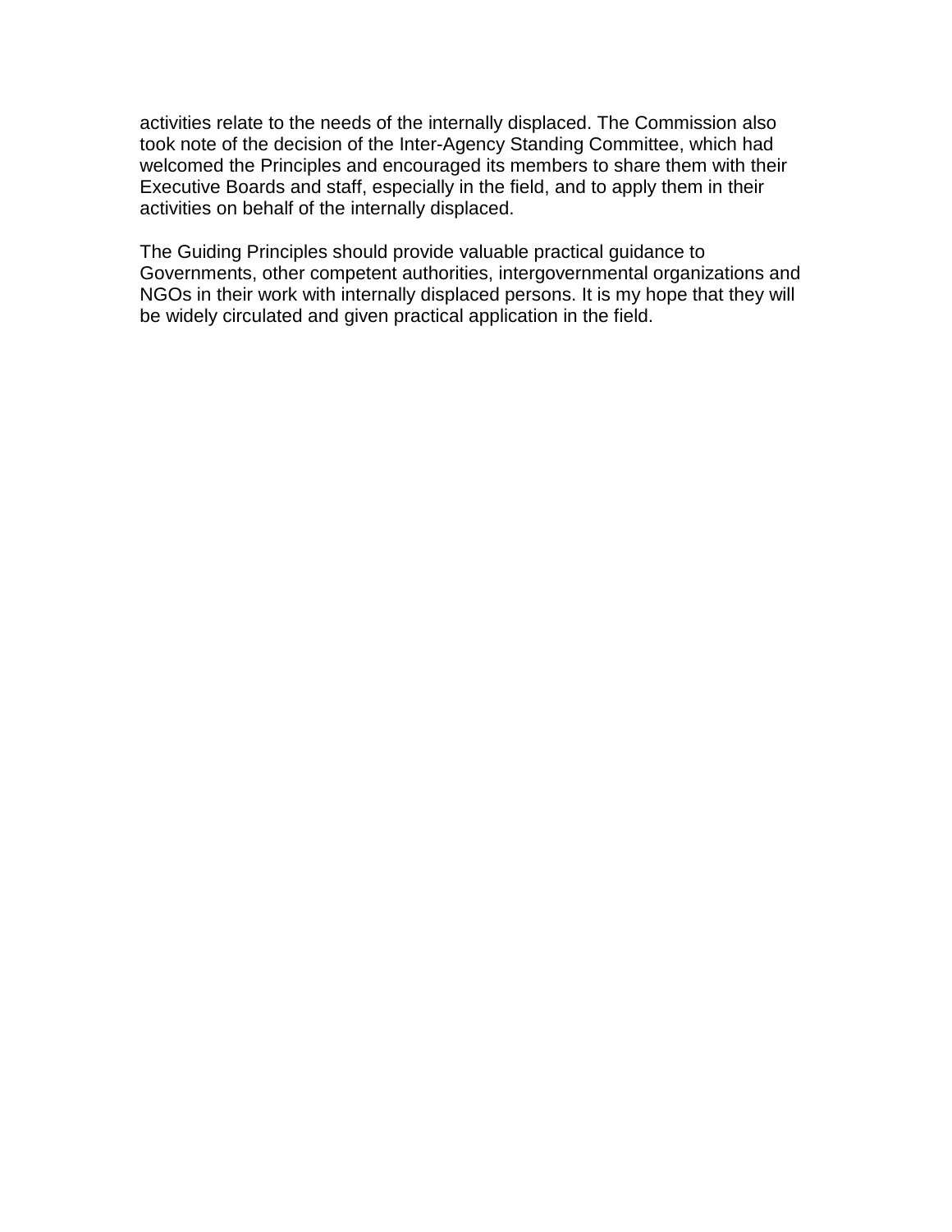activities relate to the needs of the internally displaced. The Commission also took note of the decision of the Inter-Agency Standing Committee, which had welcomed the Principles and encouraged its members to share them with their Executive Boards and staff, especially in the field, and to apply them in their activities on behalf of the internally displaced.

The Guiding Principles should provide valuable practical guidance to Governments, other competent authorities, intergovernmental organizations and NGOs in their work with internally displaced persons. It is my hope that they will be widely circulated and given practical application in the field.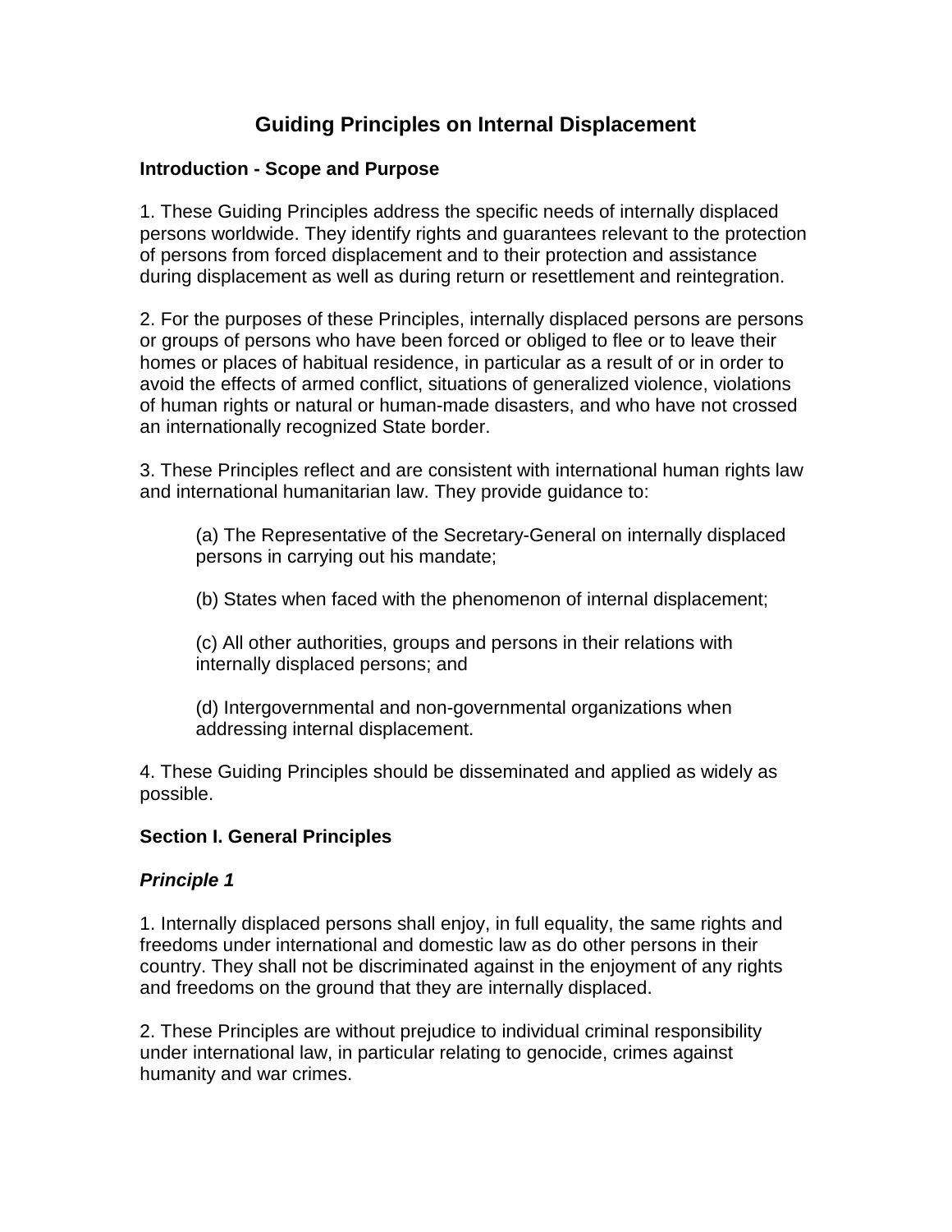# Guiding Principles on Internal Displacement

**Introduction - Scope and Purpose**

1. These Guiding Principles address the specific needs of internally displaced persons worldwide. They identify rights and guarantees relevant to the protection of persons from forced displacement and to their protection and assistance during displacement as well as during return or resettlement and reintegration.

2. For the purposes of these Principles, internally displaced persons are persons or groups of persons who have been forced or obliged to flee or to leave their homes or places of habitual residence, in particular as a result of or in order to avoid the effects of armed conflict, situations of generalized violence, violations of human rights or natural or human-made disasters, and who have not crossed an internationally recognized State border.

3. These Principles reflect and are consistent with international human rights law and international humanitarian law. They provide guidance to:

> (a) The Representative of the Secretary-General on internally displaced persons in carrying out his mandate;
>
> (b) States when faced with the phenomenon of internal displacement;
>
> (c) All other authorities, groups and persons in their relations with internally displaced persons; and
>
> (d) Intergovernmental and non-governmental organizations when addressing internal displacement.

4. These Guiding Principles should be disseminated and applied as widely as possible.

**Section I. General Principles**

***Principle 1***

1. Internally displaced persons shall enjoy, in full equality, the same rights and freedoms under international and domestic law as do other persons in their country. They shall not be discriminated against in the enjoyment of any rights and freedoms on the ground that they are internally displaced.

2. These Principles are without prejudice to individual criminal responsibility under international law, in particular relating to genocide, crimes against humanity and war crimes.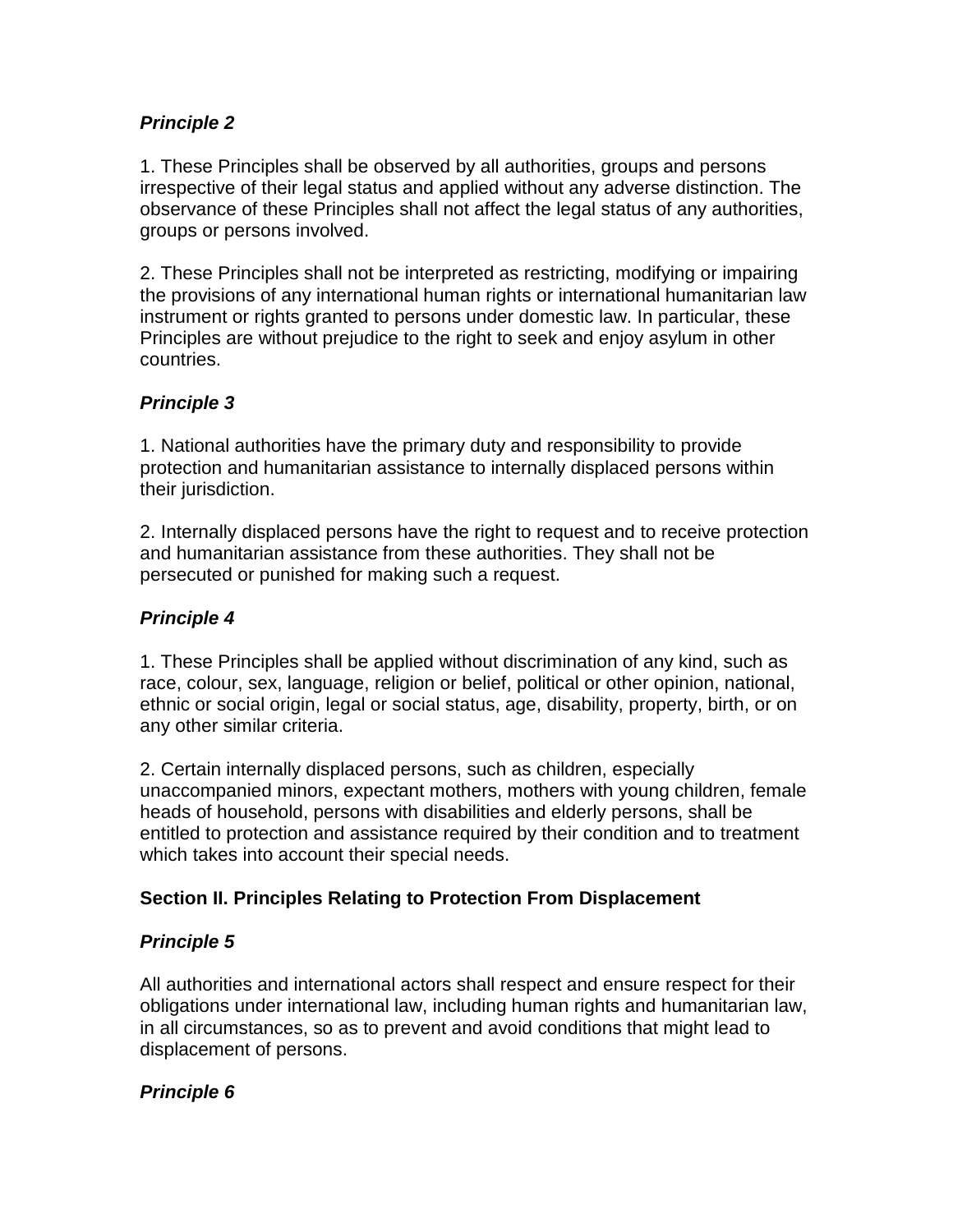***Principle 2***

1. These Principles shall be observed by all authorities, groups and persons irrespective of their legal status and applied without any adverse distinction. The observance of these Principles shall not affect the legal status of any authorities, groups or persons involved.

2. These Principles shall not be interpreted as restricting, modifying or impairing the provisions of any international human rights or international humanitarian law instrument or rights granted to persons under domestic law. In particular, these Principles are without prejudice to the right to seek and enjoy asylum in other countries.

***Principle 3***

1. National authorities have the primary duty and responsibility to provide protection and humanitarian assistance to internally displaced persons within their jurisdiction.

2. Internally displaced persons have the right to request and to receive protection and humanitarian assistance from these authorities. They shall not be persecuted or punished for making such a request.

***Principle 4***

1. These Principles shall be applied without discrimination of any kind, such as race, colour, sex, language, religion or belief, political or other opinion, national, ethnic or social origin, legal or social status, age, disability, property, birth, or on any other similar criteria.

2. Certain internally displaced persons, such as children, especially unaccompanied minors, expectant mothers, mothers with young children, female heads of household, persons with disabilities and elderly persons, shall be entitled to protection and assistance required by their condition and to treatment which takes into account their special needs.

**Section II. Principles Relating to Protection From Displacement**

***Principle 5***

All authorities and international actors shall respect and ensure respect for their obligations under international law, including human rights and humanitarian law, in all circumstances, so as to prevent and avoid conditions that might lead to displacement of persons.

***Principle 6***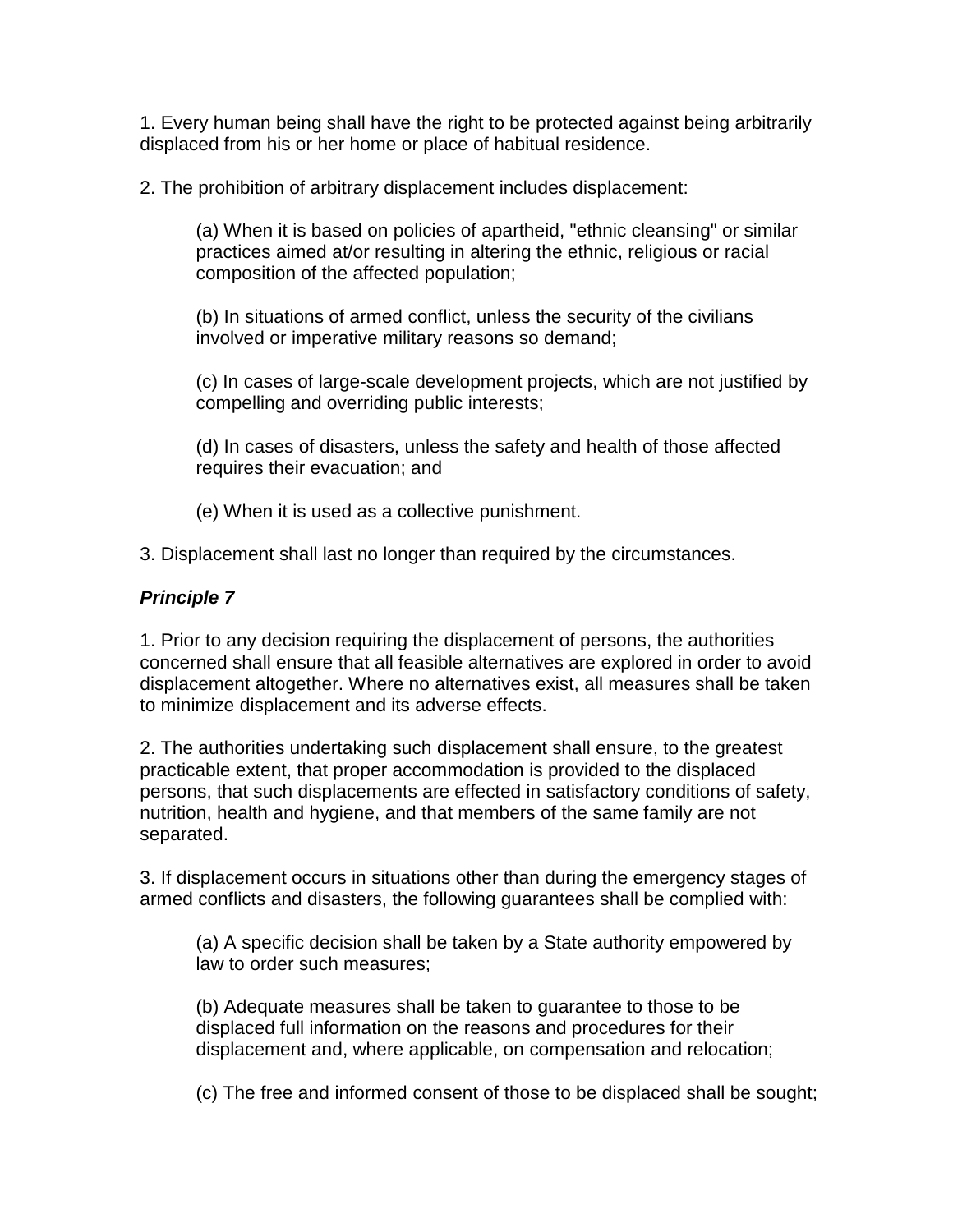1. Every human being shall have the right to be protected against being arbitrarily displaced from his or her home or place of habitual residence.

2. The prohibition of arbitrary displacement includes displacement:

> (a) When it is based on policies of apartheid, "ethnic cleansing" or similar practices aimed at/or resulting in altering the ethnic, religious or racial composition of the affected population;
>
> (b) In situations of armed conflict, unless the security of the civilians involved or imperative military reasons so demand;
>
> (c) In cases of large-scale development projects, which are not justified by compelling and overriding public interests;
>
> (d) In cases of disasters, unless the safety and health of those affected requires their evacuation; and
>
> (e) When it is used as a collective punishment.

3. Displacement shall last no longer than required by the circumstances.

***Principle 7***

1. Prior to any decision requiring the displacement of persons, the authorities concerned shall ensure that all feasible alternatives are explored in order to avoid displacement altogether. Where no alternatives exist, all measures shall be taken to minimize displacement and its adverse effects.

2. The authorities undertaking such displacement shall ensure, to the greatest practicable extent, that proper accommodation is provided to the displaced persons, that such displacements are effected in satisfactory conditions of safety, nutrition, health and hygiene, and that members of the same family are not separated.

3. If displacement occurs in situations other than during the emergency stages of armed conflicts and disasters, the following guarantees shall be complied with:

> (a) A specific decision shall be taken by a State authority empowered by law to order such measures;
>
> (b) Adequate measures shall be taken to guarantee to those to be displaced full information on the reasons and procedures for their displacement and, where applicable, on compensation and relocation;
>
> (c) The free and informed consent of those to be displaced shall be sought;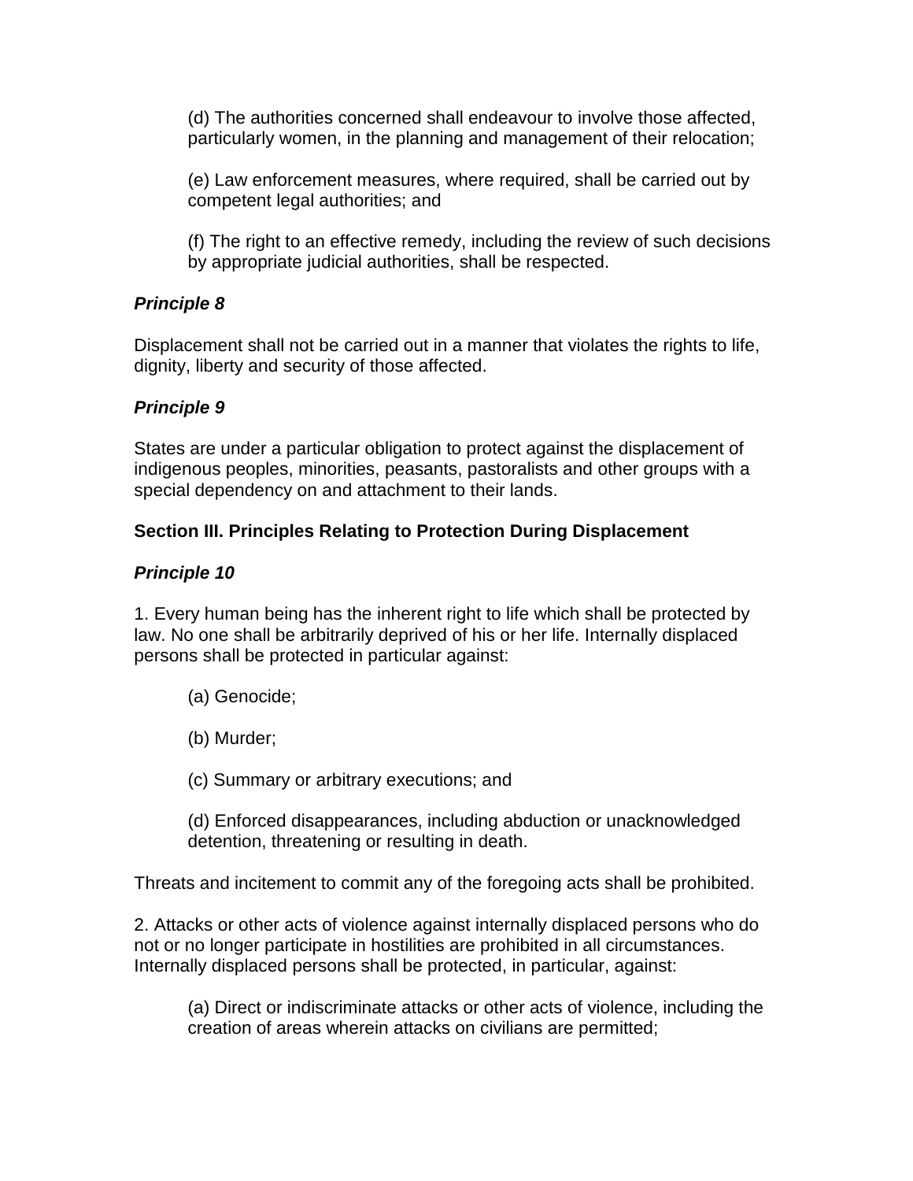(d) The authorities concerned shall endeavour to involve those affected, particularly women, in the planning and management of their relocation;

(e) Law enforcement measures, where required, shall be carried out by competent legal authorities; and

(f) The right to an effective remedy, including the review of such decisions by appropriate judicial authorities, shall be respected.

***Principle 8***

Displacement shall not be carried out in a manner that violates the rights to life, dignity, liberty and security of those affected.

***Principle 9***

States are under a particular obligation to protect against the displacement of indigenous peoples, minorities, peasants, pastoralists and other groups with a special dependency on and attachment to their lands.

**Section III. Principles Relating to Protection During Displacement**

***Principle 10***

1. Every human being has the inherent right to life which shall be protected by law. No one shall be arbitrarily deprived of his or her life. Internally displaced persons shall be protected in particular against:

(a) Genocide;

(b) Murder;

(c) Summary or arbitrary executions; and

(d) Enforced disappearances, including abduction or unacknowledged detention, threatening or resulting in death.

Threats and incitement to commit any of the foregoing acts shall be prohibited.

2. Attacks or other acts of violence against internally displaced persons who do not or no longer participate in hostilities are prohibited in all circumstances. Internally displaced persons shall be protected, in particular, against:

(a) Direct or indiscriminate attacks or other acts of violence, including the creation of areas wherein attacks on civilians are permitted;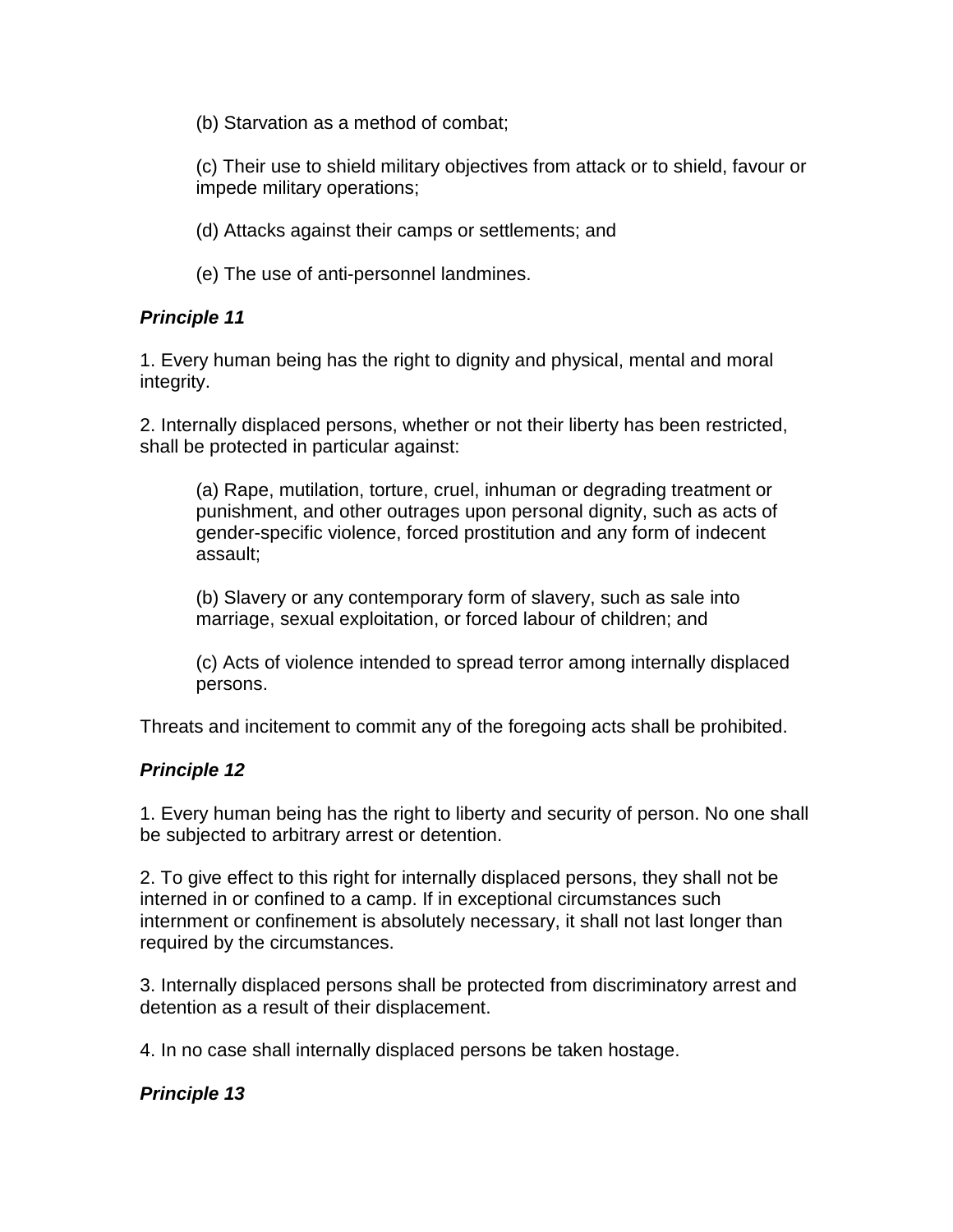(b) Starvation as a method of combat;

(c) Their use to shield military objectives from attack or to shield, favour or impede military operations;

(d) Attacks against their camps or settlements; and

(e) The use of anti-personnel landmines.

***Principle 11***

1. Every human being has the right to dignity and physical, mental and moral integrity.

2. Internally displaced persons, whether or not their liberty has been restricted, shall be protected in particular against:

   (a) Rape, mutilation, torture, cruel, inhuman or degrading treatment or punishment, and other outrages upon personal dignity, such as acts of gender-specific violence, forced prostitution and any form of indecent assault;

   (b) Slavery or any contemporary form of slavery, such as sale into marriage, sexual exploitation, or forced labour of children; and

   (c) Acts of violence intended to spread terror among internally displaced persons.

Threats and incitement to commit any of the foregoing acts shall be prohibited.

***Principle 12***

1. Every human being has the right to liberty and security of person. No one shall be subjected to arbitrary arrest or detention.

2. To give effect to this right for internally displaced persons, they shall not be interned in or confined to a camp. If in exceptional circumstances such internment or confinement is absolutely necessary, it shall not last longer than required by the circumstances.

3. Internally displaced persons shall be protected from discriminatory arrest and detention as a result of their displacement.

4. In no case shall internally displaced persons be taken hostage.

***Principle 13***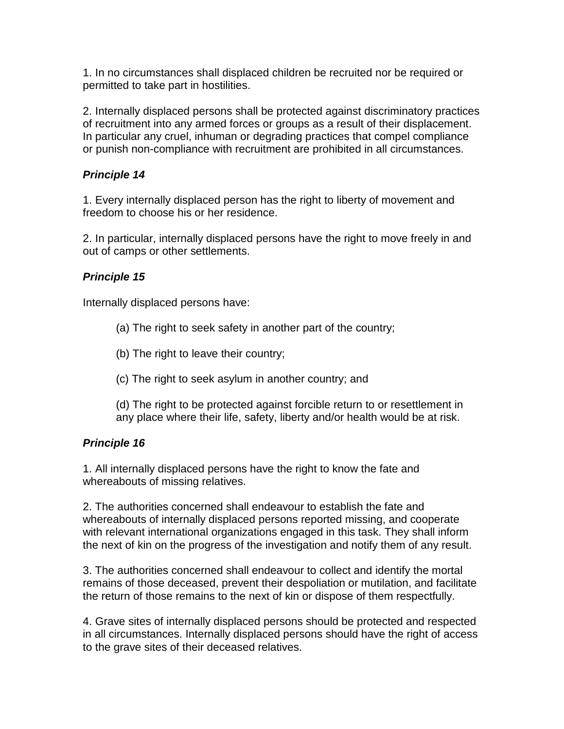1. In no circumstances shall displaced children be recruited nor be required or permitted to take part in hostilities.

2. Internally displaced persons shall be protected against discriminatory practices of recruitment into any armed forces or groups as a result of their displacement. In particular any cruel, inhuman or degrading practices that compel compliance or punish non-compliance with recruitment are prohibited in all circumstances.

***Principle 14***

1. Every internally displaced person has the right to liberty of movement and freedom to choose his or her residence.

2. In particular, internally displaced persons have the right to move freely in and out of camps or other settlements.

***Principle 15***

Internally displaced persons have:

(a) The right to seek safety in another part of the country;

(b) The right to leave their country;

(c) The right to seek asylum in another country; and

(d) The right to be protected against forcible return to or resettlement in any place where their life, safety, liberty and/or health would be at risk.

***Principle 16***

1. All internally displaced persons have the right to know the fate and whereabouts of missing relatives.

2. The authorities concerned shall endeavour to establish the fate and whereabouts of internally displaced persons reported missing, and cooperate with relevant international organizations engaged in this task. They shall inform the next of kin on the progress of the investigation and notify them of any result.

3. The authorities concerned shall endeavour to collect and identify the mortal remains of those deceased, prevent their despoliation or mutilation, and facilitate the return of those remains to the next of kin or dispose of them respectfully.

4. Grave sites of internally displaced persons should be protected and respected in all circumstances. Internally displaced persons should have the right of access to the grave sites of their deceased relatives.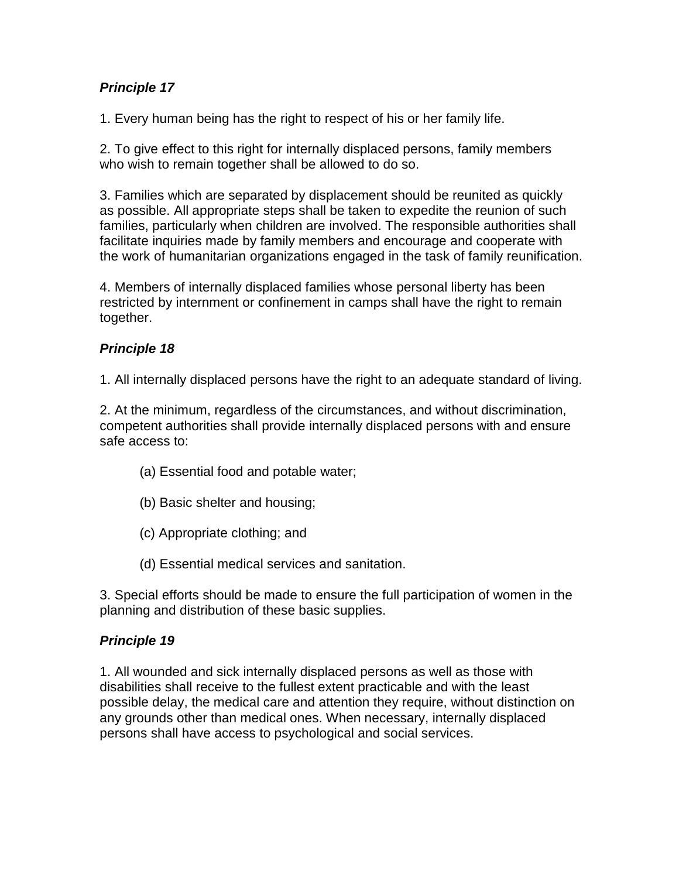***Principle 17***

1. Every human being has the right to respect of his or her family life.

2. To give effect to this right for internally displaced persons, family members who wish to remain together shall be allowed to do so.

3. Families which are separated by displacement should be reunited as quickly as possible. All appropriate steps shall be taken to expedite the reunion of such families, particularly when children are involved. The responsible authorities shall facilitate inquiries made by family members and encourage and cooperate with the work of humanitarian organizations engaged in the task of family reunification.

4. Members of internally displaced families whose personal liberty has been restricted by internment or confinement in camps shall have the right to remain together.

***Principle 18***

1. All internally displaced persons have the right to an adequate standard of living.

2. At the minimum, regardless of the circumstances, and without discrimination, competent authorities shall provide internally displaced persons with and ensure safe access to:

> (a) Essential food and potable water;
>
> (b) Basic shelter and housing;
>
> (c) Appropriate clothing; and
>
> (d) Essential medical services and sanitation.

3. Special efforts should be made to ensure the full participation of women in the planning and distribution of these basic supplies.

***Principle 19***

1. All wounded and sick internally displaced persons as well as those with disabilities shall receive to the fullest extent practicable and with the least possible delay, the medical care and attention they require, without distinction on any grounds other than medical ones. When necessary, internally displaced persons shall have access to psychological and social services.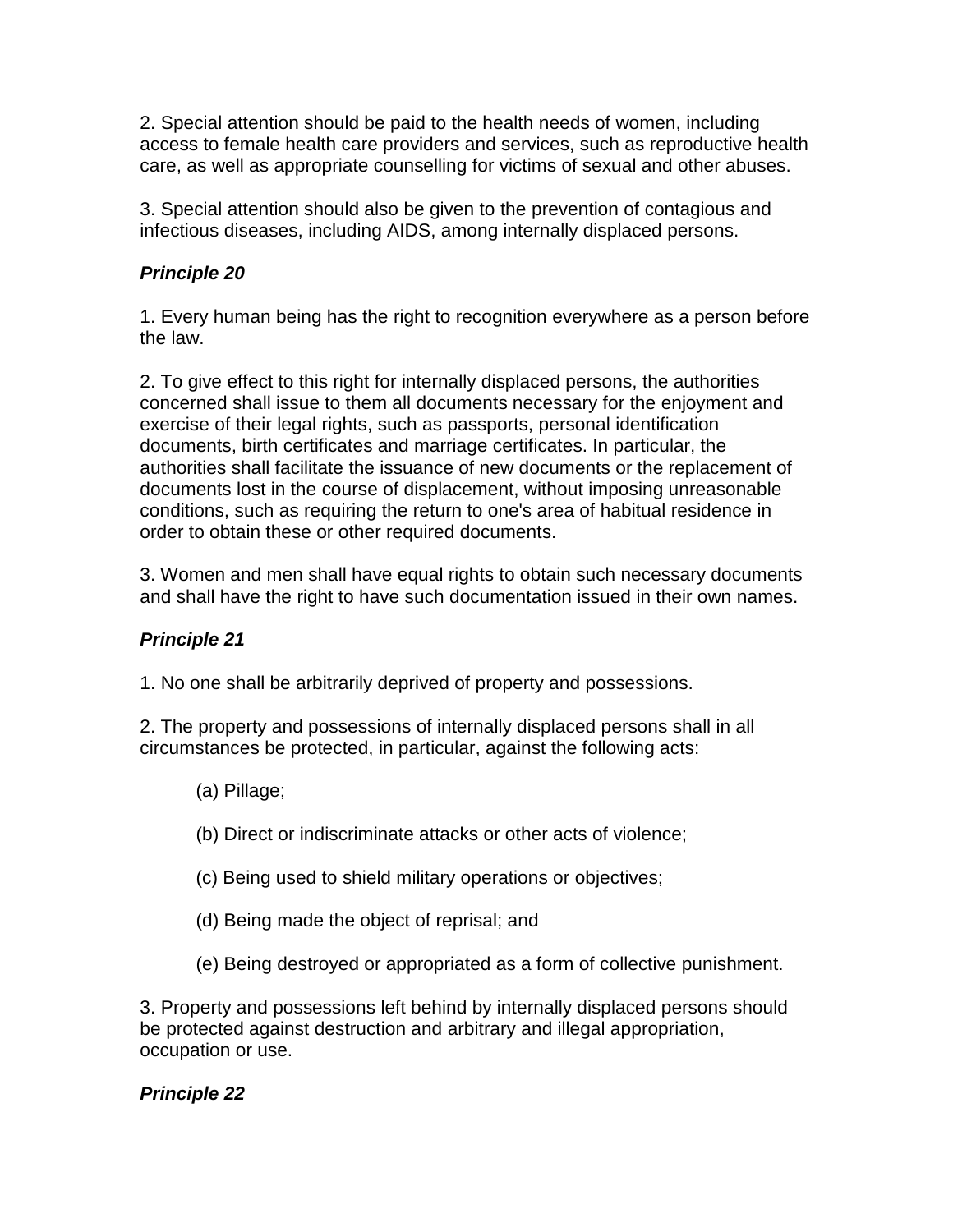2. Special attention should be paid to the health needs of women, including access to female health care providers and services, such as reproductive health care, as well as appropriate counselling for victims of sexual and other abuses.

3. Special attention should also be given to the prevention of contagious and infectious diseases, including AIDS, among internally displaced persons.

***Principle 20***

1. Every human being has the right to recognition everywhere as a person before the law.

2. To give effect to this right for internally displaced persons, the authorities concerned shall issue to them all documents necessary for the enjoyment and exercise of their legal rights, such as passports, personal identification documents, birth certificates and marriage certificates. In particular, the authorities shall facilitate the issuance of new documents or the replacement of documents lost in the course of displacement, without imposing unreasonable conditions, such as requiring the return to one's area of habitual residence in order to obtain these or other required documents.

3. Women and men shall have equal rights to obtain such necessary documents and shall have the right to have such documentation issued in their own names.

***Principle 21***

1. No one shall be arbitrarily deprived of property and possessions.

2. The property and possessions of internally displaced persons shall in all circumstances be protected, in particular, against the following acts:

(a) Pillage;

(b) Direct or indiscriminate attacks or other acts of violence;

(c) Being used to shield military operations or objectives;

(d) Being made the object of reprisal; and

(e) Being destroyed or appropriated as a form of collective punishment.

3. Property and possessions left behind by internally displaced persons should be protected against destruction and arbitrary and illegal appropriation, occupation or use.

***Principle 22***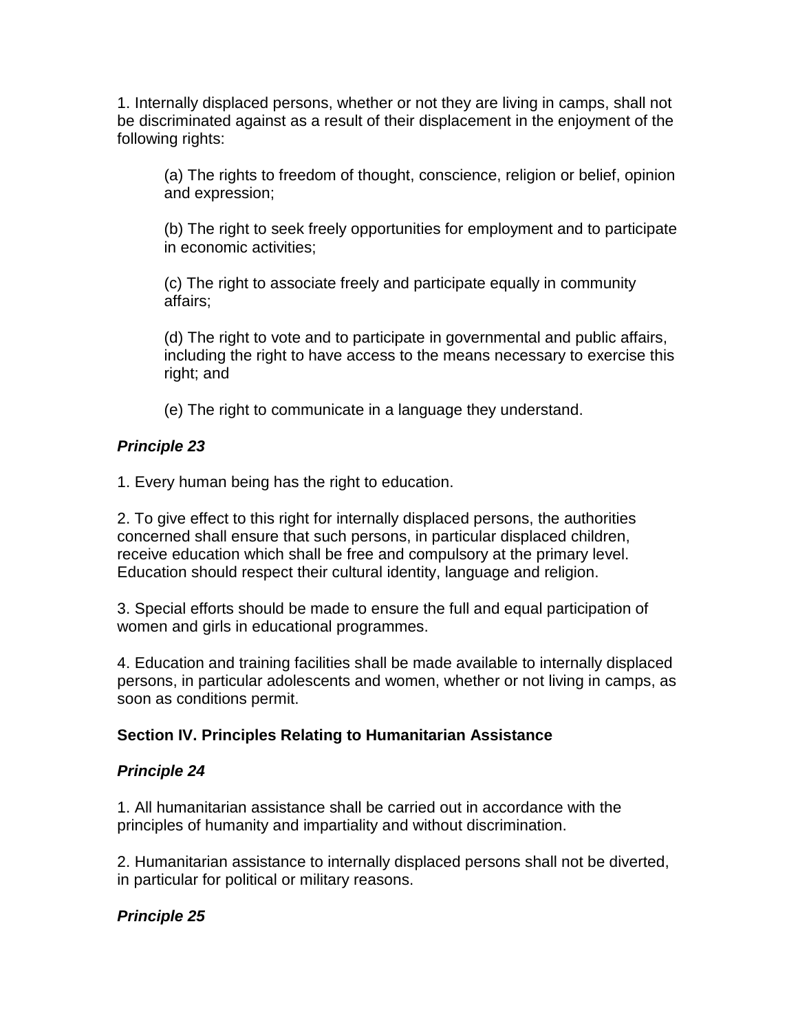1. Internally displaced persons, whether or not they are living in camps, shall not be discriminated against as a result of their displacement in the enjoyment of the following rights:

> (a) The rights to freedom of thought, conscience, religion or belief, opinion and expression;
>
> (b) The right to seek freely opportunities for employment and to participate in economic activities;
>
> (c) The right to associate freely and participate equally in community affairs;
>
> (d) The right to vote and to participate in governmental and public affairs, including the right to have access to the means necessary to exercise this right; and
>
> (e) The right to communicate in a language they understand.

### *Principle 23*

1. Every human being has the right to education.

2. To give effect to this right for internally displaced persons, the authorities concerned shall ensure that such persons, in particular displaced children, receive education which shall be free and compulsory at the primary level. Education should respect their cultural identity, language and religion.

3. Special efforts should be made to ensure the full and equal participation of women and girls in educational programmes.

4. Education and training facilities shall be made available to internally displaced persons, in particular adolescents and women, whether or not living in camps, as soon as conditions permit.

## **Section IV. Principles Relating to Humanitarian Assistance**

### *Principle 24*

1. All humanitarian assistance shall be carried out in accordance with the principles of humanity and impartiality and without discrimination.

2. Humanitarian assistance to internally displaced persons shall not be diverted, in particular for political or military reasons.

### *Principle 25*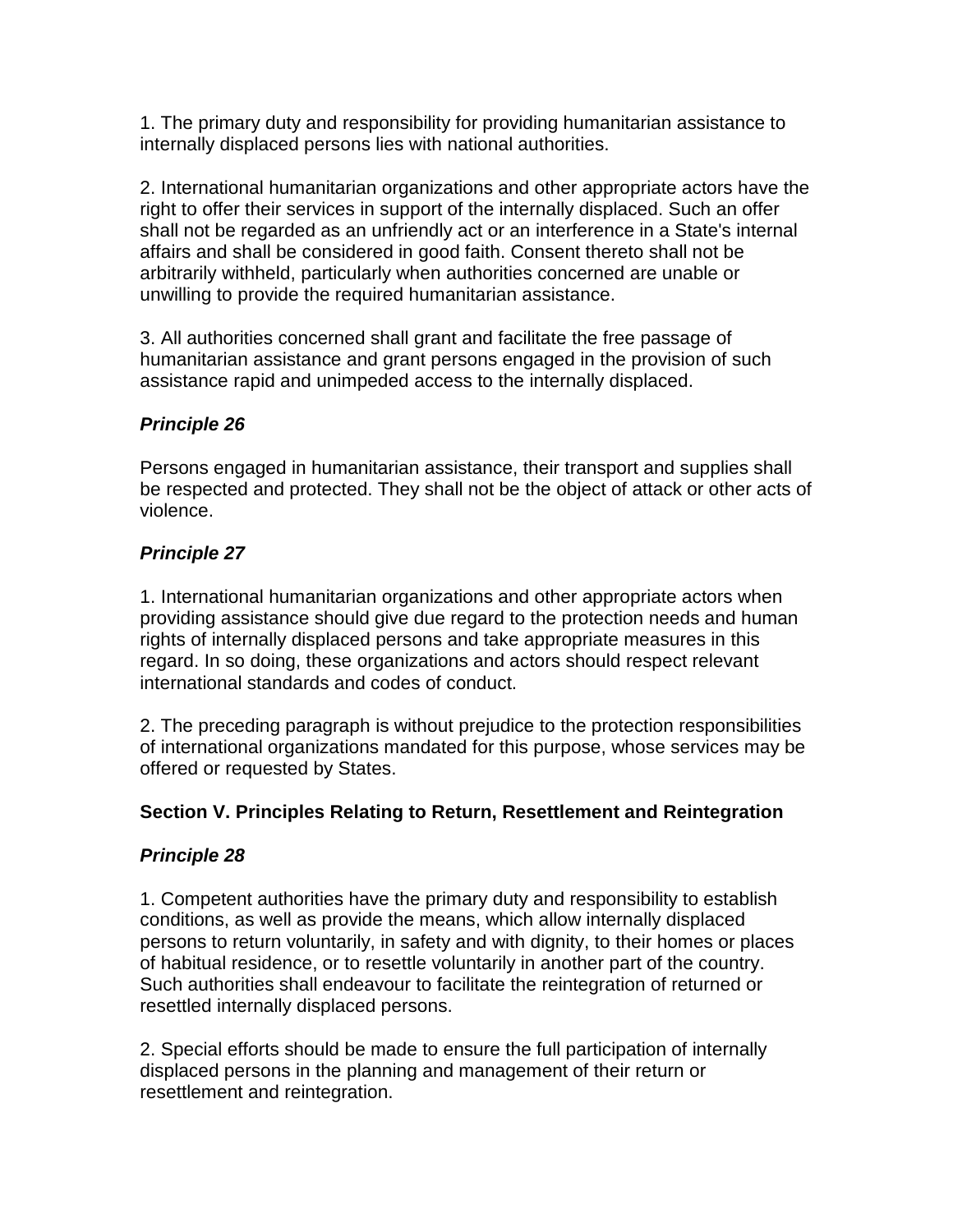1. The primary duty and responsibility for providing humanitarian assistance to internally displaced persons lies with national authorities.

2. International humanitarian organizations and other appropriate actors have the right to offer their services in support of the internally displaced. Such an offer shall not be regarded as an unfriendly act or an interference in a State's internal affairs and shall be considered in good faith. Consent thereto shall not be arbitrarily withheld, particularly when authorities concerned are unable or unwilling to provide the required humanitarian assistance.

3. All authorities concerned shall grant and facilitate the free passage of humanitarian assistance and grant persons engaged in the provision of such assistance rapid and unimpeded access to the internally displaced.

### *Principle 26*

Persons engaged in humanitarian assistance, their transport and supplies shall be respected and protected. They shall not be the object of attack or other acts of violence.

### *Principle 27*

1. International humanitarian organizations and other appropriate actors when providing assistance should give due regard to the protection needs and human rights of internally displaced persons and take appropriate measures in this regard. In so doing, these organizations and actors should respect relevant international standards and codes of conduct.

2. The preceding paragraph is without prejudice to the protection responsibilities of international organizations mandated for this purpose, whose services may be offered or requested by States.

## Section V. Principles Relating to Return, Resettlement and Reintegration

### *Principle 28*

1. Competent authorities have the primary duty and responsibility to establish conditions, as well as provide the means, which allow internally displaced persons to return voluntarily, in safety and with dignity, to their homes or places of habitual residence, or to resettle voluntarily in another part of the country. Such authorities shall endeavour to facilitate the reintegration of returned or resettled internally displaced persons.

2. Special efforts should be made to ensure the full participation of internally displaced persons in the planning and management of their return or resettlement and reintegration.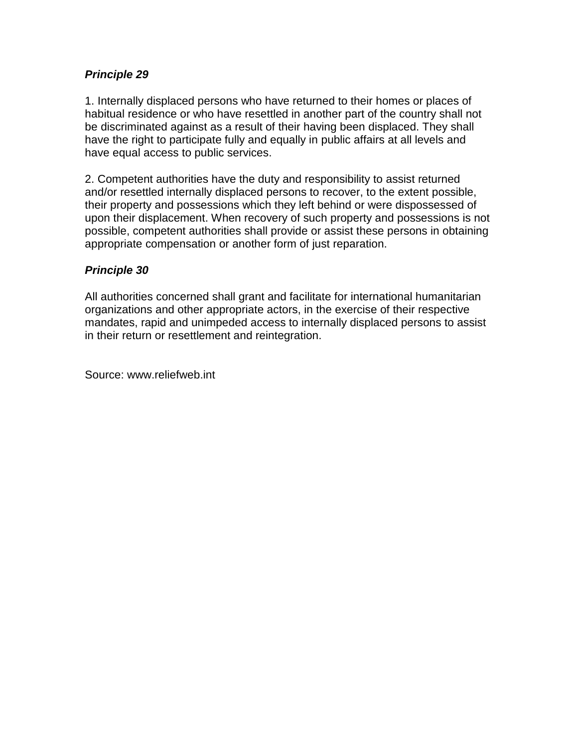***Principle 29***

1. Internally displaced persons who have returned to their homes or places of habitual residence or who have resettled in another part of the country shall not be discriminated against as a result of their having been displaced. They shall have the right to participate fully and equally in public affairs at all levels and have equal access to public services.

2. Competent authorities have the duty and responsibility to assist returned and/or resettled internally displaced persons to recover, to the extent possible, their property and possessions which they left behind or were dispossessed of upon their displacement. When recovery of such property and possessions is not possible, competent authorities shall provide or assist these persons in obtaining appropriate compensation or another form of just reparation.

***Principle 30***

All authorities concerned shall grant and facilitate for international humanitarian organizations and other appropriate actors, in the exercise of their respective mandates, rapid and unimpeded access to internally displaced persons to assist in their return or resettlement and reintegration.

Source: www.reliefweb.int